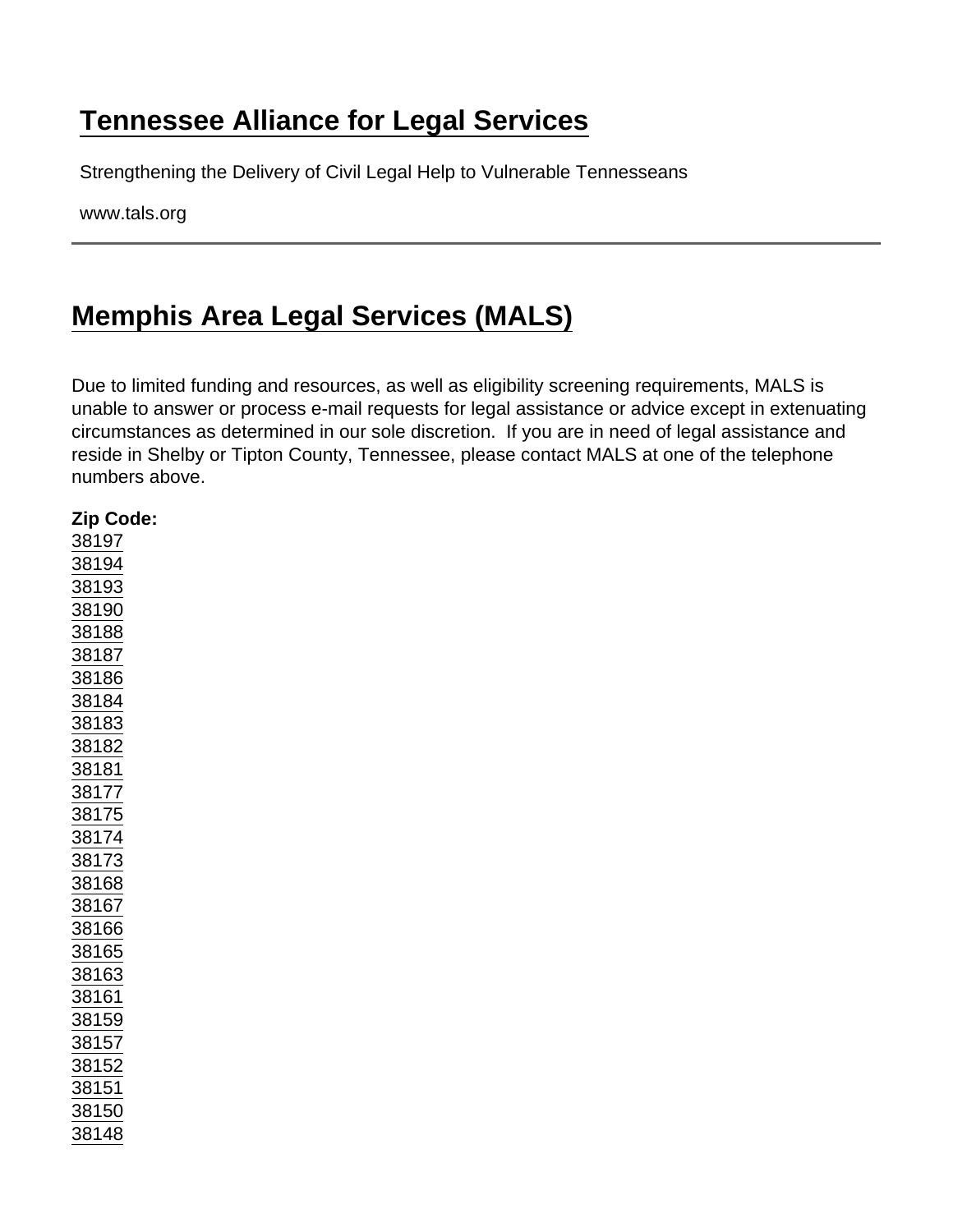# Tennessee Alliance for Legal Services

Strengthening the Delivery of Civil Legal Help to Vulnerable Tennesseans

www.tals.org

---

## Memphis Area Legal Services (MALS)

Due to limited funding and resources, as well as eligibility screening requirements, MALS is unable to answer or process e-mail requests for legal assistance or advice except in extenuating circumstances as determined in our sole discretion.  If you are in need of legal assistance and reside in Shelby or Tipton County, Tennessee, please contact MALS at one of the telephone numbers above.

**Zip Code:**
38197
38194
38193
38190
38188
38187
38186
38184
38183
38182
38181
38177
38175
38174
38173
38168
38167
38166
38165
38163
38161
38159
38157
38152
38151
38150
38148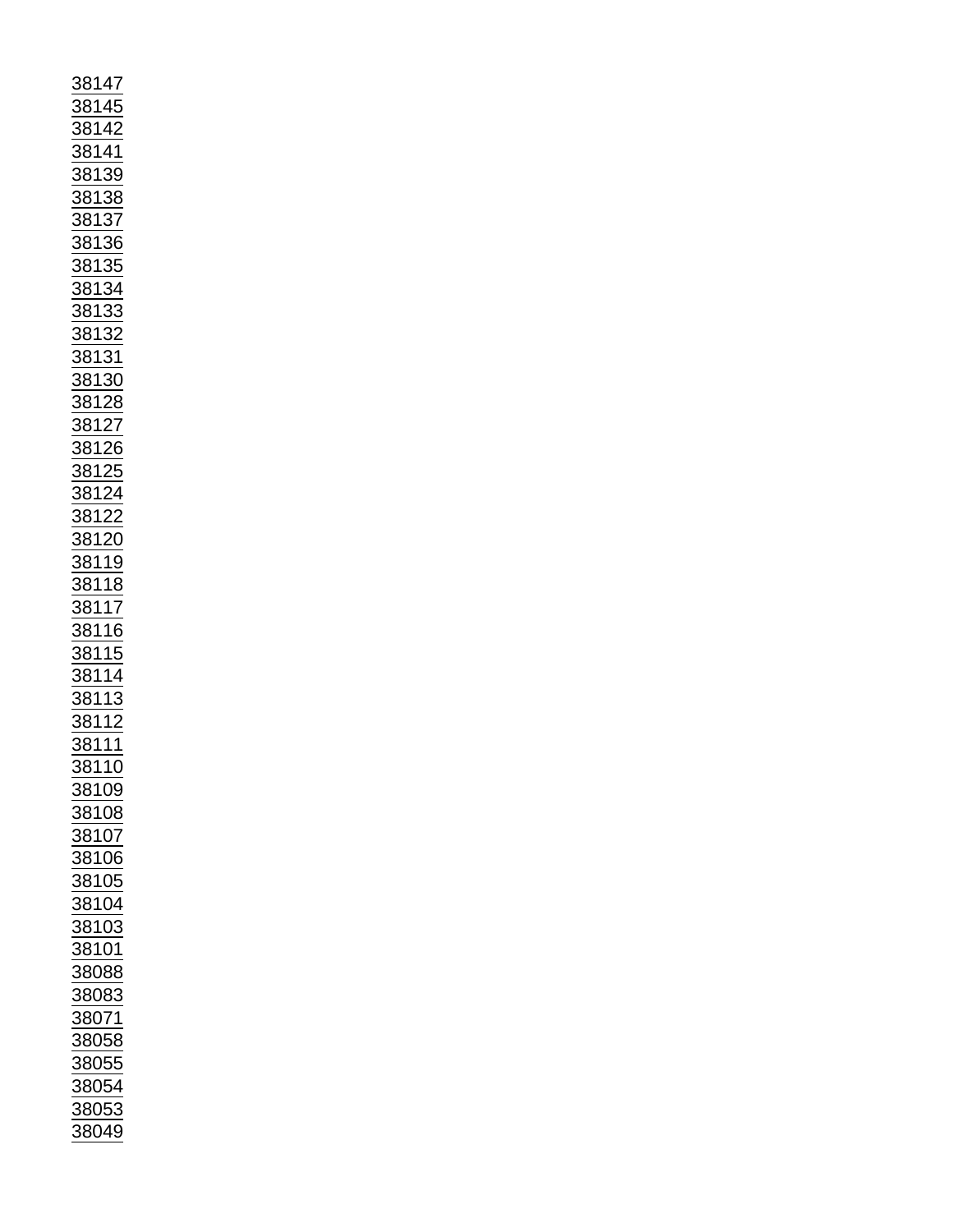38147
38145
38142
38141
38139
38138
38137
38136
38135
38134
38133
38132
38131
38130
38128
38127
38126
38125
38124
38122
38120
38119
38118
38117
38116
38115
38114
38113
38112
38111
38110
38109
38108
38107
38106
38105
38104
38103
38101
38088
38083
38071
38058
38055
38054
38053
38049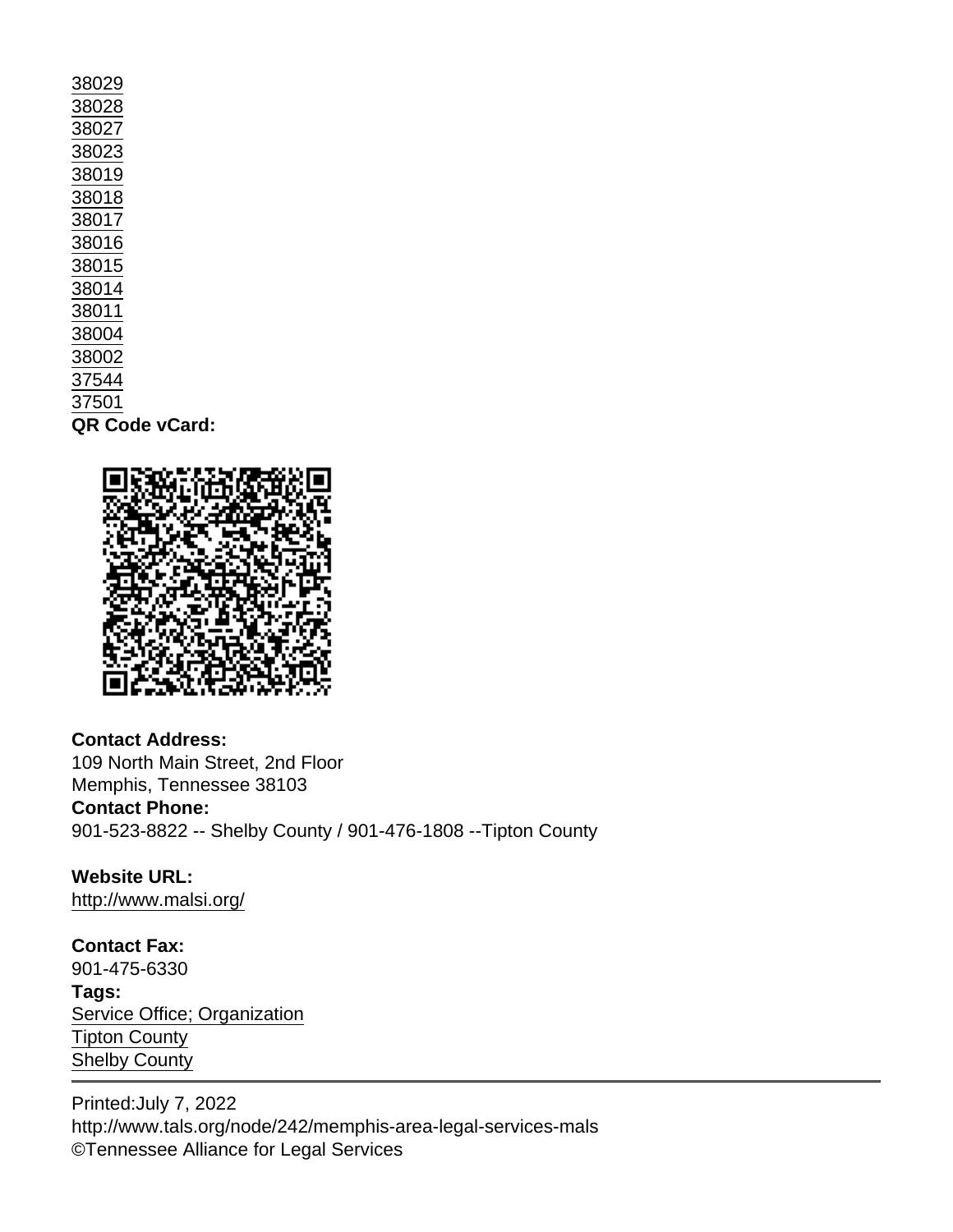38029
38028
38027
38023
38019
38018
38017
38016
38015
38014
38011
38004
38002
37544
37501

**QR Code vCard:**

**Contact Address:**
109 North Main Street, 2nd Floor
Memphis, Tennessee 38103

**Contact Phone:**
901-523-8822 -- Shelby County / 901-476-1808 --Tipton County

**Website URL:**
http://www.malsi.org/

**Contact Fax:**
901-475-6330

**Tags:**
Service Office; Organization
Tipton County
Shelby County

---

Printed:July 7, 2022
http://www.tals.org/node/242/memphis-area-legal-services-mals
©Tennessee Alliance for Legal Services